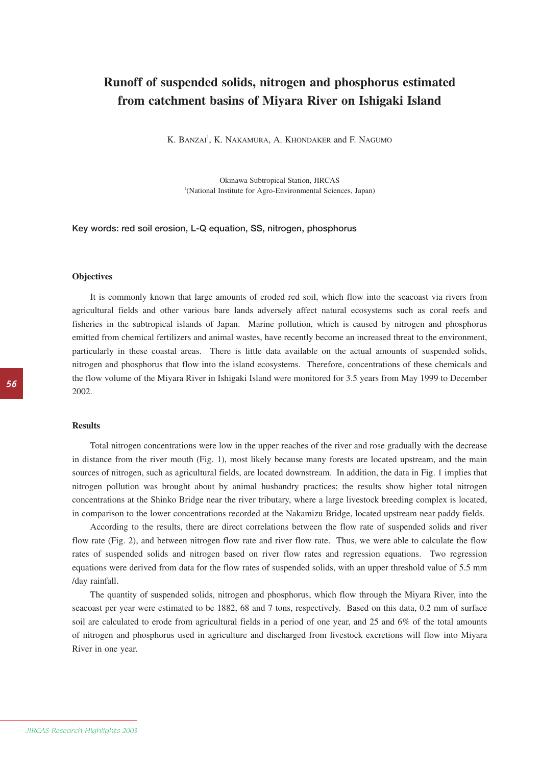# Runoff of suspended solids, nitrogen and phosphorus estimated from catchment basins of Miyara River on Ishigaki Island

K. BANZAI[1], K. NAKAMURA, A. KHONDAKER and F. NAGUMO

Okinawa Subtropical Station, JIRCAS
[1](National Institute for Agro-Environmental Sciences, Japan)

**Key words: red soil erosion, L-Q equation, SS, nitrogen, phosphorus**

## Objectives

It is commonly known that large amounts of eroded red soil, which flow into the seacoast via rivers from agricultural fields and other various bare lands adversely affect natural ecosystems such as coral reefs and fisheries in the subtropical islands of Japan. Marine pollution, which is caused by nitrogen and phosphorus emitted from chemical fertilizers and animal wastes, have recently become an increased threat to the environment, particularly in these coastal areas. There is little data available on the actual amounts of suspended solids, nitrogen and phosphorus that flow into the island ecosystems. Therefore, concentrations of these chemicals and the flow volume of the Miyara River in Ishigaki Island were monitored for 3.5 years from May 1999 to December 2002.

## Results

Total nitrogen concentrations were low in the upper reaches of the river and rose gradually with the decrease in distance from the river mouth (Fig. 1), most likely because many forests are located upstream, and the main sources of nitrogen, such as agricultural fields, are located downstream. In addition, the data in Fig. 1 implies that nitrogen pollution was brought about by animal husbandry practices; the results show higher total nitrogen concentrations at the Shinko Bridge near the river tributary, where a large livestock breeding complex is located, in comparison to the lower concentrations recorded at the Nakamizu Bridge, located upstream near paddy fields.

According to the results, there are direct correlations between the flow rate of suspended solids and river flow rate (Fig. 2), and between nitrogen flow rate and river flow rate. Thus, we were able to calculate the flow rates of suspended solids and nitrogen based on river flow rates and regression equations. Two regression equations were derived from data for the flow rates of suspended solids, with an upper threshold value of 5.5 mm /day rainfall.

The quantity of suspended solids, nitrogen and phosphorus, which flow through the Miyara River, into the seacoast per year were estimated to be 1882, 68 and 7 tons, respectively. Based on this data, 0.2 mm of surface soil are calculated to erode from agricultural fields in a period of one year, and 25 and 6% of the total amounts of nitrogen and phosphorus used in agriculture and discharged from livestock excretions will flow into Miyara River in one year.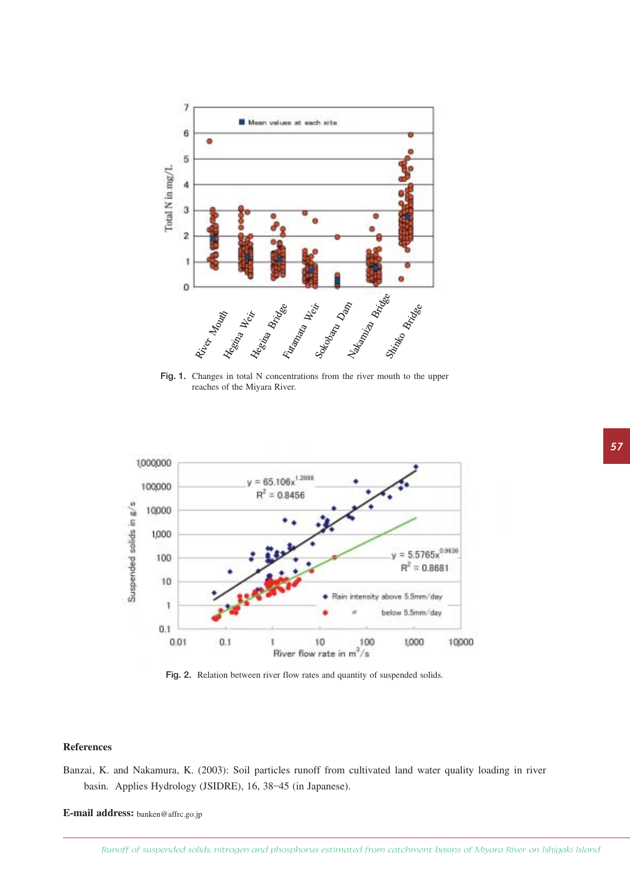7
6
5
4
3
2
1
0

Total N in mg/L

Mean values at each site

River Mouth
Hegina Weir
Hegina Bridge
Futamata Weir
Sokobaru Dam
Nakamizu Bridge
Shinko Bridge

**Fig. 1.** Changes in total N concentrations from the river mouth to the upper reaches of the Miyara River.

1,000,000
100,000
10,000
1,000
100
10
1
0.1

Suspended solids in g/s

$y = 65.106x^{1.2698}$
$R^2 = 0.8456$

$y = 5.5765x^{0.9636}$
$R^2 = 0.8681$

Rain intensity above 5.5mm/day
" below 5.5mm/day

0.01 0.1 1 10 100 1,000 10,000

River flow rate in $m^3/s$

**Fig. 2.** Relation between river flow rates and quantity of suspended solids.

### References

Banzai, K. and Nakamura, K. (2003): Soil particles runoff from cultivated land water quality loading in river basin. Applies Hydrology (JSIDRE), 16, 38−45 (in Japanese).

**E-mail address:** banken@affrc.go.jp